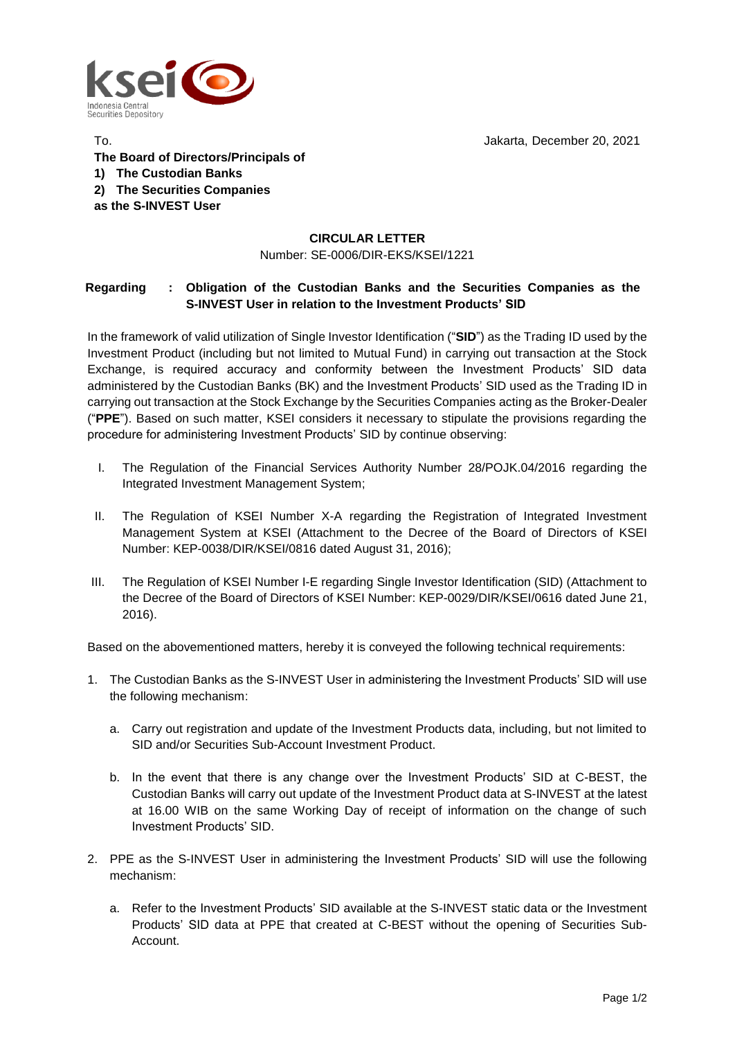To.

**The Board of Directors/Principals of**
**1) The Custodian Banks**
**2) The Securities Companies**
**as the S-INVEST User**

Jakarta, December 20, 2021

**CIRCULAR LETTER**
Number: SE-0006/DIR-EKS/KSEI/1221

**Regarding : Obligation of the Custodian Banks and the Securities Companies as the S-INVEST User in relation to the Investment Products' SID**

In the framework of valid utilization of Single Investor Identification ("**SID**") as the Trading ID used by the Investment Product (including but not limited to Mutual Fund) in carrying out transaction at the Stock Exchange, is required accuracy and conformity between the Investment Products' SID data administered by the Custodian Banks (BK) and the Investment Products' SID used as the Trading ID in carrying out transaction at the Stock Exchange by the Securities Companies acting as the Broker-Dealer ("**PPE**"). Based on such matter, KSEI considers it necessary to stipulate the provisions regarding the procedure for administering Investment Products' SID by continue observing:

I. The Regulation of the Financial Services Authority Number 28/POJK.04/2016 regarding the Integrated Investment Management System;

II. The Regulation of KSEI Number X-A regarding the Registration of Integrated Investment Management System at KSEI (Attachment to the Decree of the Board of Directors of KSEI Number: KEP-0038/DIR/KSEI/0816 dated August 31, 2016);

III. The Regulation of KSEI Number I-E regarding Single Investor Identification (SID) (Attachment to the Decree of the Board of Directors of KSEI Number: KEP-0029/DIR/KSEI/0616 dated June 21, 2016).

Based on the abovementioned matters, hereby it is conveyed the following technical requirements:

1. The Custodian Banks as the S-INVEST User in administering the Investment Products' SID will use the following mechanism:

   a. Carry out registration and update of the Investment Products data, including, but not limited to SID and/or Securities Sub-Account Investment Product.

   b. In the event that there is any change over the Investment Products' SID at C-BEST, the Custodian Banks will carry out update of the Investment Product data at S-INVEST at the latest at 16.00 WIB on the same Working Day of receipt of information on the change of such Investment Products' SID.

2. PPE as the S-INVEST User in administering the Investment Products' SID will use the following mechanism:

   a. Refer to the Investment Products' SID available at the S-INVEST static data or the Investment Products' SID data at PPE that created at C-BEST without the opening of Securities Sub-Account.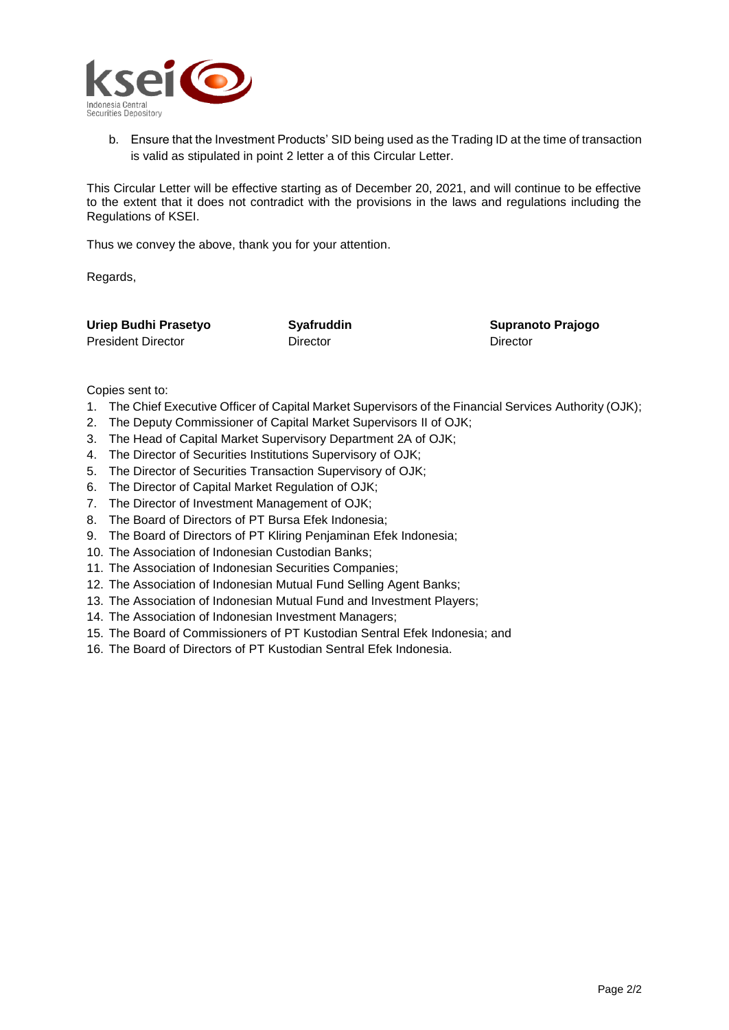b. Ensure that the Investment Products' SID being used as the Trading ID at the time of transaction is valid as stipulated in point 2 letter a of this Circular Letter.

This Circular Letter will be effective starting as of December 20, 2021, and will continue to be effective to the extent that it does not contradict with the provisions in the laws and regulations including the Regulations of KSEI.

Thus we convey the above, thank you for your attention.

Regards,

| | | |
|---|---|---|
| **Uriep Budhi Prasetyo** | **Syafruddin** | **Supranoto Prajogo** |
| President Director | Director | Director |

Copies sent to:

1. The Chief Executive Officer of Capital Market Supervisors of the Financial Services Authority (OJK);
2. The Deputy Commissioner of Capital Market Supervisors II of OJK;
3. The Head of Capital Market Supervisory Department 2A of OJK;
4. The Director of Securities Institutions Supervisory of OJK;
5. The Director of Securities Transaction Supervisory of OJK;
6. The Director of Capital Market Regulation of OJK;
7. The Director of Investment Management of OJK;
8. The Board of Directors of PT Bursa Efek Indonesia;
9. The Board of Directors of PT Kliring Penjaminan Efek Indonesia;
10. The Association of Indonesian Custodian Banks;
11. The Association of Indonesian Securities Companies;
12. The Association of Indonesian Mutual Fund Selling Agent Banks;
13. The Association of Indonesian Mutual Fund and Investment Players;
14. The Association of Indonesian Investment Managers;
15. The Board of Commissioners of PT Kustodian Sentral Efek Indonesia; and
16. The Board of Directors of PT Kustodian Sentral Efek Indonesia.